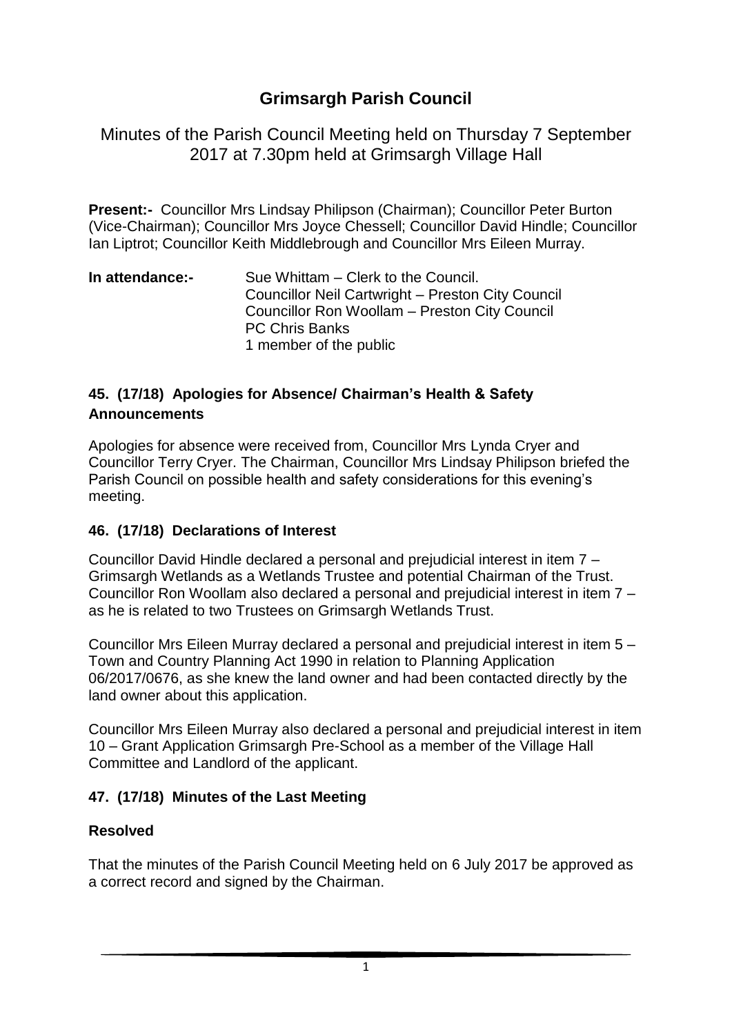# Grimsargh Parish Council

Minutes of the Parish Council Meeting held on Thursday 7 September 2017 at 7.30pm held at Grimsargh Village Hall

**Present:-** Councillor Mrs Lindsay Philipson (Chairman); Councillor Peter Burton (Vice-Chairman); Councillor Mrs Joyce Chessell; Councillor David Hindle; Councillor Ian Liptrot; Councillor Keith Middlebrough and Councillor Mrs Eileen Murray.

**In attendance:-** Sue Whittam – Clerk to the Council.
Councillor Neil Cartwright – Preston City Council
Councillor Ron Woollam – Preston City Council
PC Chris Banks
1 member of the public

## 45. (17/18) Apologies for Absence/ Chairman's Health & Safety Announcements

Apologies for absence were received from, Councillor Mrs Lynda Cryer and Councillor Terry Cryer. The Chairman, Councillor Mrs Lindsay Philipson briefed the Parish Council on possible health and safety considerations for this evening's meeting.

## 46. (17/18) Declarations of Interest

Councillor David Hindle declared a personal and prejudicial interest in item 7 – Grimsargh Wetlands as a Wetlands Trustee and potential Chairman of the Trust. Councillor Ron Woollam also declared a personal and prejudicial interest in item 7 – as he is related to two Trustees on Grimsargh Wetlands Trust.

Councillor Mrs Eileen Murray declared a personal and prejudicial interest in item 5 – Town and Country Planning Act 1990 in relation to Planning Application 06/2017/0676, as she knew the land owner and had been contacted directly by the land owner about this application.

Councillor Mrs Eileen Murray also declared a personal and prejudicial interest in item 10 – Grant Application Grimsargh Pre-School as a member of the Village Hall Committee and Landlord of the applicant.

## 47. (17/18) Minutes of the Last Meeting

### Resolved

That the minutes of the Parish Council Meeting held on 6 July 2017 be approved as a correct record and signed by the Chairman.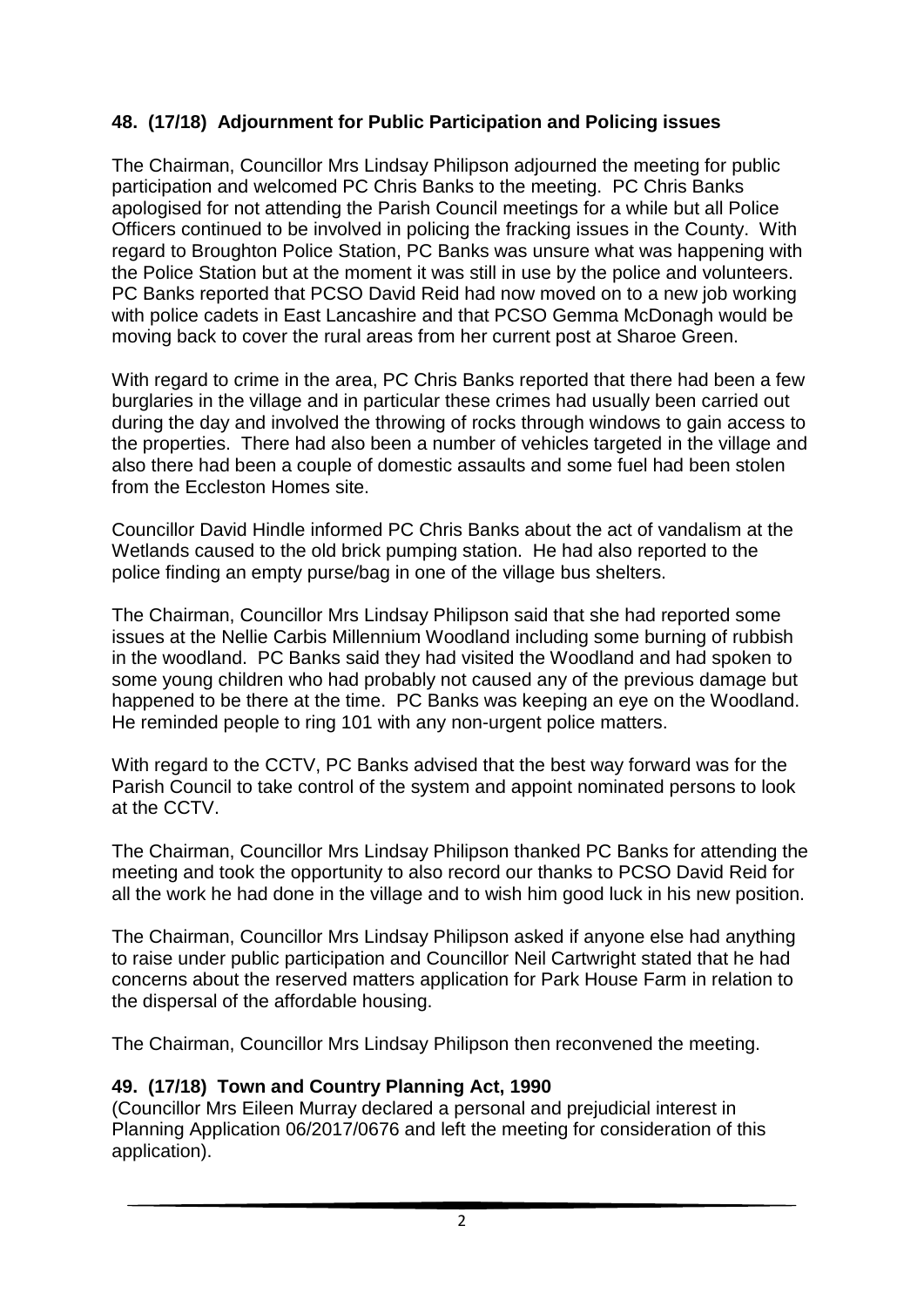## 48. (17/18) Adjournment for Public Participation and Policing issues

The Chairman, Councillor Mrs Lindsay Philipson adjourned the meeting for public participation and welcomed PC Chris Banks to the meeting. PC Chris Banks apologised for not attending the Parish Council meetings for a while but all Police Officers continued to be involved in policing the fracking issues in the County. With regard to Broughton Police Station, PC Banks was unsure what was happening with the Police Station but at the moment it was still in use by the police and volunteers. PC Banks reported that PCSO David Reid had now moved on to a new job working with police cadets in East Lancashire and that PCSO Gemma McDonagh would be moving back to cover the rural areas from her current post at Sharoe Green.

With regard to crime in the area, PC Chris Banks reported that there had been a few burglaries in the village and in particular these crimes had usually been carried out during the day and involved the throwing of rocks through windows to gain access to the properties. There had also been a number of vehicles targeted in the village and also there had been a couple of domestic assaults and some fuel had been stolen from the Eccleston Homes site.

Councillor David Hindle informed PC Chris Banks about the act of vandalism at the Wetlands caused to the old brick pumping station. He had also reported to the police finding an empty purse/bag in one of the village bus shelters.

The Chairman, Councillor Mrs Lindsay Philipson said that she had reported some issues at the Nellie Carbis Millennium Woodland including some burning of rubbish in the woodland. PC Banks said they had visited the Woodland and had spoken to some young children who had probably not caused any of the previous damage but happened to be there at the time. PC Banks was keeping an eye on the Woodland. He reminded people to ring 101 with any non-urgent police matters.

With regard to the CCTV, PC Banks advised that the best way forward was for the Parish Council to take control of the system and appoint nominated persons to look at the CCTV.

The Chairman, Councillor Mrs Lindsay Philipson thanked PC Banks for attending the meeting and took the opportunity to also record our thanks to PCSO David Reid for all the work he had done in the village and to wish him good luck in his new position.

The Chairman, Councillor Mrs Lindsay Philipson asked if anyone else had anything to raise under public participation and Councillor Neil Cartwright stated that he had concerns about the reserved matters application for Park House Farm in relation to the dispersal of the affordable housing.

The Chairman, Councillor Mrs Lindsay Philipson then reconvened the meeting.

## 49. (17/18) Town and Country Planning Act, 1990

(Councillor Mrs Eileen Murray declared a personal and prejudicial interest in Planning Application 06/2017/0676 and left the meeting for consideration of this application).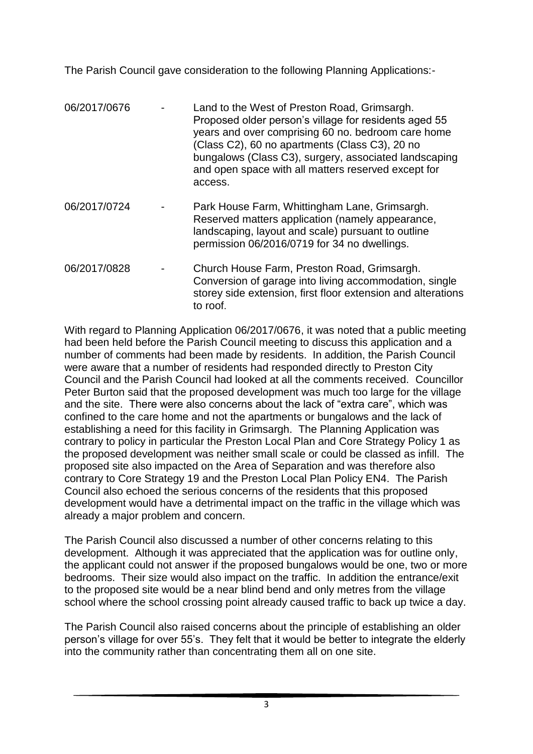The Parish Council gave consideration to the following Planning Applications:-

| | | |
|---|---|---|
| 06/2017/0676 | - | Land to the West of Preston Road, Grimsargh. Proposed older person's village for residents aged 55 years and over comprising 60 no. bedroom care home (Class C2), 60 no apartments (Class C3), 20 no bungalows (Class C3), surgery, associated landscaping and open space with all matters reserved except for access. |
| 06/2017/0724 | - | Park House Farm, Whittingham Lane, Grimsargh. Reserved matters application (namely appearance, landscaping, layout and scale) pursuant to outline permission 06/2016/0719 for 34 no dwellings. |
| 06/2017/0828 | - | Church House Farm, Preston Road, Grimsargh. Conversion of garage into living accommodation, single storey side extension, first floor extension and alterations to roof. |

With regard to Planning Application 06/2017/0676, it was noted that a public meeting had been held before the Parish Council meeting to discuss this application and a number of comments had been made by residents. In addition, the Parish Council were aware that a number of residents had responded directly to Preston City Council and the Parish Council had looked at all the comments received. Councillor Peter Burton said that the proposed development was much too large for the village and the site. There were also concerns about the lack of "extra care", which was confined to the care home and not the apartments or bungalows and the lack of establishing a need for this facility in Grimsargh. The Planning Application was contrary to policy in particular the Preston Local Plan and Core Strategy Policy 1 as the proposed development was neither small scale or could be classed as infill. The proposed site also impacted on the Area of Separation and was therefore also contrary to Core Strategy 19 and the Preston Local Plan Policy EN4. The Parish Council also echoed the serious concerns of the residents that this proposed development would have a detrimental impact on the traffic in the village which was already a major problem and concern.

The Parish Council also discussed a number of other concerns relating to this development. Although it was appreciated that the application was for outline only, the applicant could not answer if the proposed bungalows would be one, two or more bedrooms. Their size would also impact on the traffic. In addition the entrance/exit to the proposed site would be a near blind bend and only metres from the village school where the school crossing point already caused traffic to back up twice a day.

The Parish Council also raised concerns about the principle of establishing an older person's village for over 55's. They felt that it would be better to integrate the elderly into the community rather than concentrating them all on one site.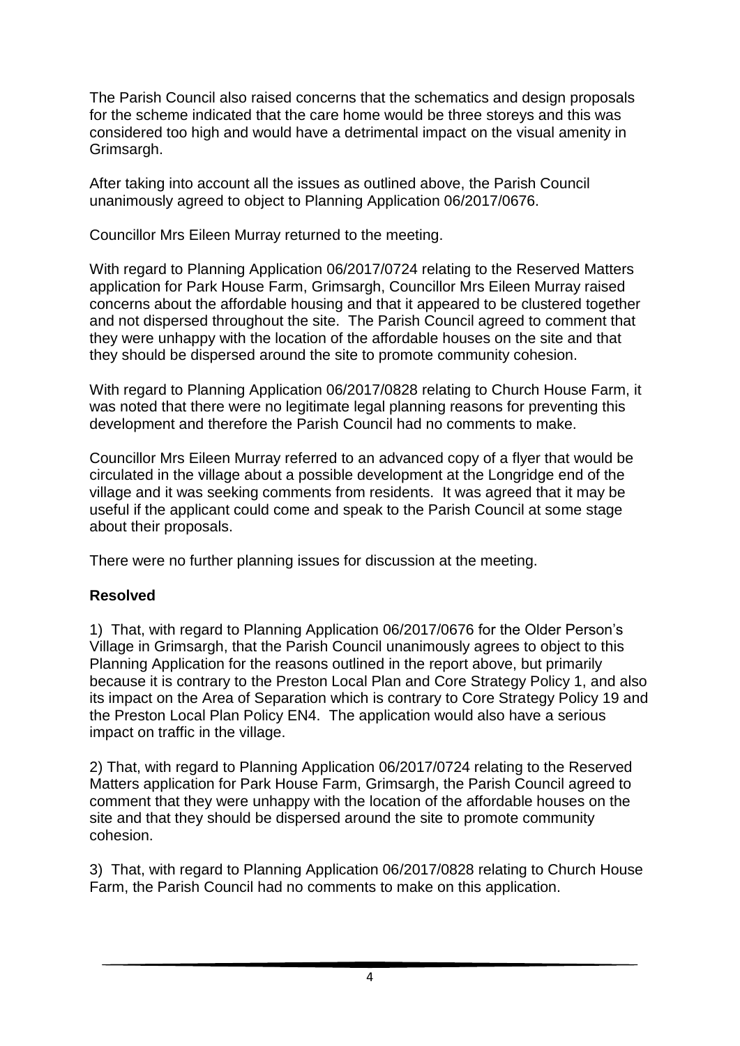The Parish Council also raised concerns that the schematics and design proposals for the scheme indicated that the care home would be three storeys and this was considered too high and would have a detrimental impact on the visual amenity in Grimsargh.

After taking into account all the issues as outlined above, the Parish Council unanimously agreed to object to Planning Application 06/2017/0676.

Councillor Mrs Eileen Murray returned to the meeting.

With regard to Planning Application 06/2017/0724 relating to the Reserved Matters application for Park House Farm, Grimsargh, Councillor Mrs Eileen Murray raised concerns about the affordable housing and that it appeared to be clustered together and not dispersed throughout the site. The Parish Council agreed to comment that they were unhappy with the location of the affordable houses on the site and that they should be dispersed around the site to promote community cohesion.

With regard to Planning Application 06/2017/0828 relating to Church House Farm, it was noted that there were no legitimate legal planning reasons for preventing this development and therefore the Parish Council had no comments to make.

Councillor Mrs Eileen Murray referred to an advanced copy of a flyer that would be circulated in the village about a possible development at the Longridge end of the village and it was seeking comments from residents. It was agreed that it may be useful if the applicant could come and speak to the Parish Council at some stage about their proposals.

There were no further planning issues for discussion at the meeting.

**Resolved**

1) That, with regard to Planning Application 06/2017/0676 for the Older Person's Village in Grimsargh, that the Parish Council unanimously agrees to object to this Planning Application for the reasons outlined in the report above, but primarily because it is contrary to the Preston Local Plan and Core Strategy Policy 1, and also its impact on the Area of Separation which is contrary to Core Strategy Policy 19 and the Preston Local Plan Policy EN4. The application would also have a serious impact on traffic in the village.

2) That, with regard to Planning Application 06/2017/0724 relating to the Reserved Matters application for Park House Farm, Grimsargh, the Parish Council agreed to comment that they were unhappy with the location of the affordable houses on the site and that they should be dispersed around the site to promote community cohesion.

3) That, with regard to Planning Application 06/2017/0828 relating to Church House Farm, the Parish Council had no comments to make on this application.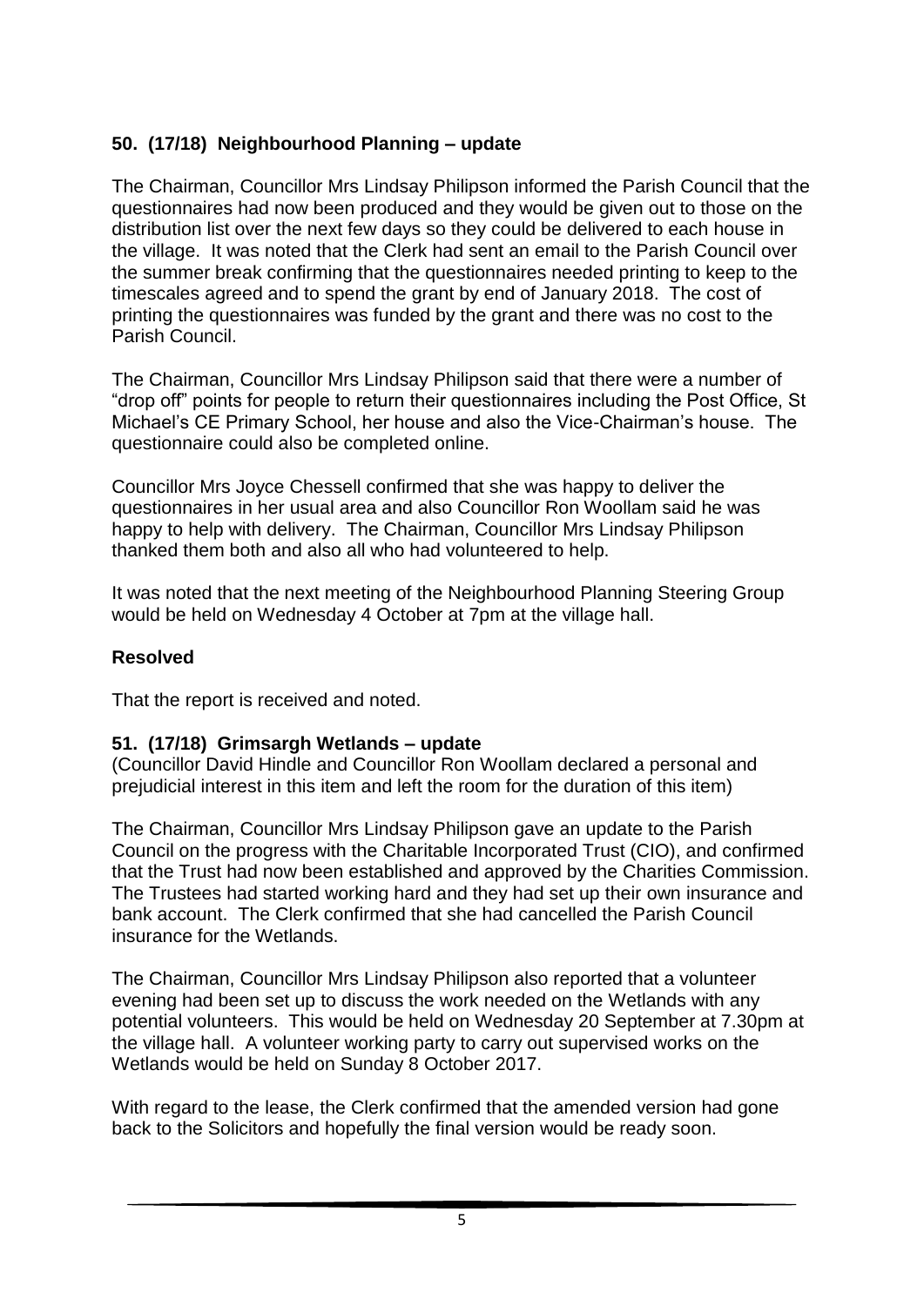### 50. (17/18) Neighbourhood Planning – update

The Chairman, Councillor Mrs Lindsay Philipson informed the Parish Council that the questionnaires had now been produced and they would be given out to those on the distribution list over the next few days so they could be delivered to each house in the village. It was noted that the Clerk had sent an email to the Parish Council over the summer break confirming that the questionnaires needed printing to keep to the timescales agreed and to spend the grant by end of January 2018. The cost of printing the questionnaires was funded by the grant and there was no cost to the Parish Council.

The Chairman, Councillor Mrs Lindsay Philipson said that there were a number of "drop off" points for people to return their questionnaires including the Post Office, St Michael's CE Primary School, her house and also the Vice-Chairman's house. The questionnaire could also be completed online.

Councillor Mrs Joyce Chessell confirmed that she was happy to deliver the questionnaires in her usual area and also Councillor Ron Woollam said he was happy to help with delivery. The Chairman, Councillor Mrs Lindsay Philipson thanked them both and also all who had volunteered to help.

It was noted that the next meeting of the Neighbourhood Planning Steering Group would be held on Wednesday 4 October at 7pm at the village hall.

**Resolved**

That the report is received and noted.

### 51. (17/18) Grimsargh Wetlands – update

(Councillor David Hindle and Councillor Ron Woollam declared a personal and prejudicial interest in this item and left the room for the duration of this item)

The Chairman, Councillor Mrs Lindsay Philipson gave an update to the Parish Council on the progress with the Charitable Incorporated Trust (CIO), and confirmed that the Trust had now been established and approved by the Charities Commission. The Trustees had started working hard and they had set up their own insurance and bank account. The Clerk confirmed that she had cancelled the Parish Council insurance for the Wetlands.

The Chairman, Councillor Mrs Lindsay Philipson also reported that a volunteer evening had been set up to discuss the work needed on the Wetlands with any potential volunteers. This would be held on Wednesday 20 September at 7.30pm at the village hall. A volunteer working party to carry out supervised works on the Wetlands would be held on Sunday 8 October 2017.

With regard to the lease, the Clerk confirmed that the amended version had gone back to the Solicitors and hopefully the final version would be ready soon.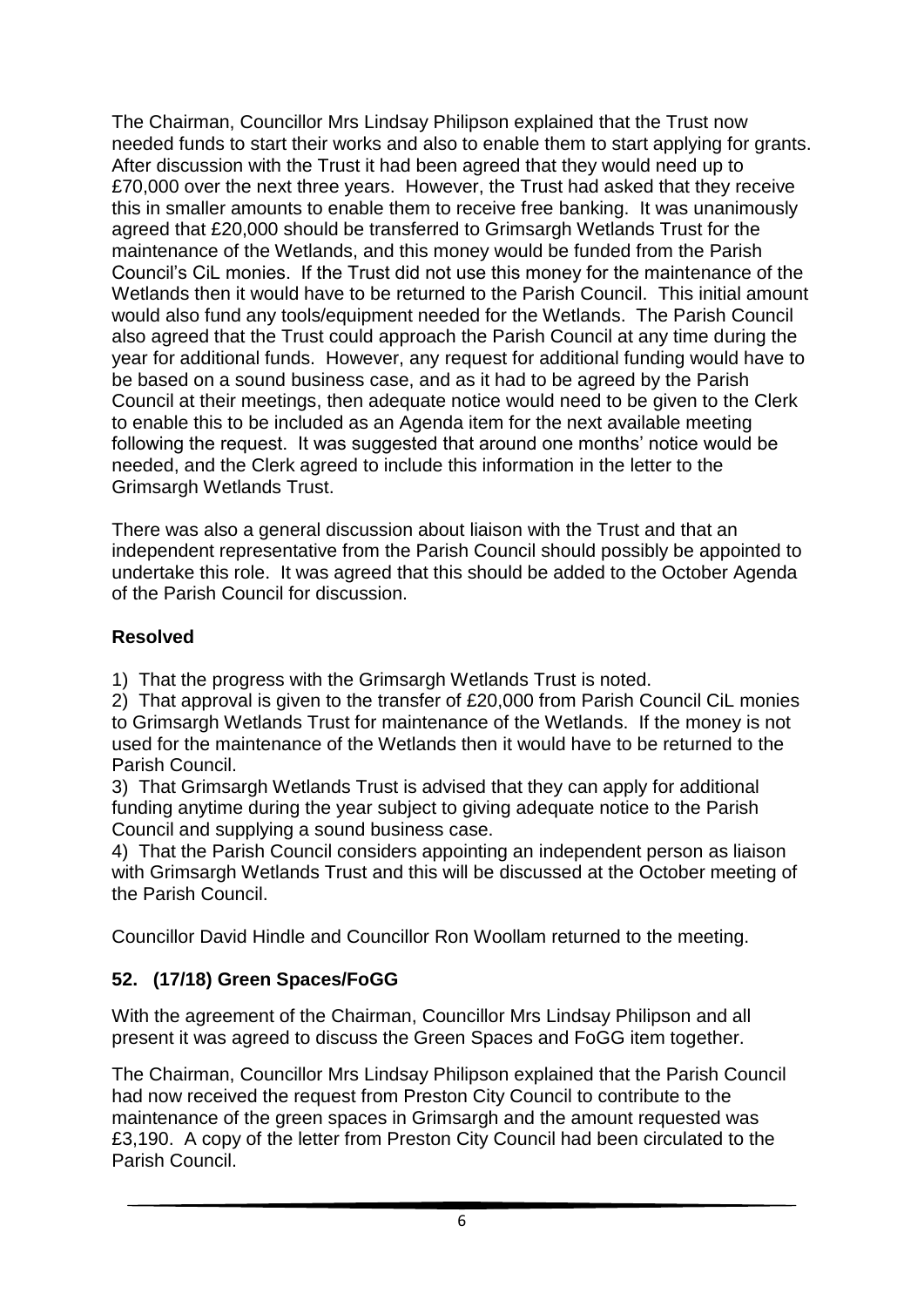The Chairman, Councillor Mrs Lindsay Philipson explained that the Trust now needed funds to start their works and also to enable them to start applying for grants. After discussion with the Trust it had been agreed that they would need up to £70,000 over the next three years. However, the Trust had asked that they receive this in smaller amounts to enable them to receive free banking. It was unanimously agreed that £20,000 should be transferred to Grimsargh Wetlands Trust for the maintenance of the Wetlands, and this money would be funded from the Parish Council's CiL monies. If the Trust did not use this money for the maintenance of the Wetlands then it would have to be returned to the Parish Council. This initial amount would also fund any tools/equipment needed for the Wetlands. The Parish Council also agreed that the Trust could approach the Parish Council at any time during the year for additional funds. However, any request for additional funding would have to be based on a sound business case, and as it had to be agreed by the Parish Council at their meetings, then adequate notice would need to be given to the Clerk to enable this to be included as an Agenda item for the next available meeting following the request. It was suggested that around one months' notice would be needed, and the Clerk agreed to include this information in the letter to the Grimsargh Wetlands Trust.

There was also a general discussion about liaison with the Trust and that an independent representative from the Parish Council should possibly be appointed to undertake this role. It was agreed that this should be added to the October Agenda of the Parish Council for discussion.

**Resolved**

1) That the progress with the Grimsargh Wetlands Trust is noted.
2) That approval is given to the transfer of £20,000 from Parish Council CiL monies to Grimsargh Wetlands Trust for maintenance of the Wetlands. If the money is not used for the maintenance of the Wetlands then it would have to be returned to the Parish Council.
3) That Grimsargh Wetlands Trust is advised that they can apply for additional funding anytime during the year subject to giving adequate notice to the Parish Council and supplying a sound business case.
4) That the Parish Council considers appointing an independent person as liaison with Grimsargh Wetlands Trust and this will be discussed at the October meeting of the Parish Council.

Councillor David Hindle and Councillor Ron Woollam returned to the meeting.

## 52. (17/18) Green Spaces/FoGG

With the agreement of the Chairman, Councillor Mrs Lindsay Philipson and all present it was agreed to discuss the Green Spaces and FoGG item together.

The Chairman, Councillor Mrs Lindsay Philipson explained that the Parish Council had now received the request from Preston City Council to contribute to the maintenance of the green spaces in Grimsargh and the amount requested was £3,190. A copy of the letter from Preston City Council had been circulated to the Parish Council.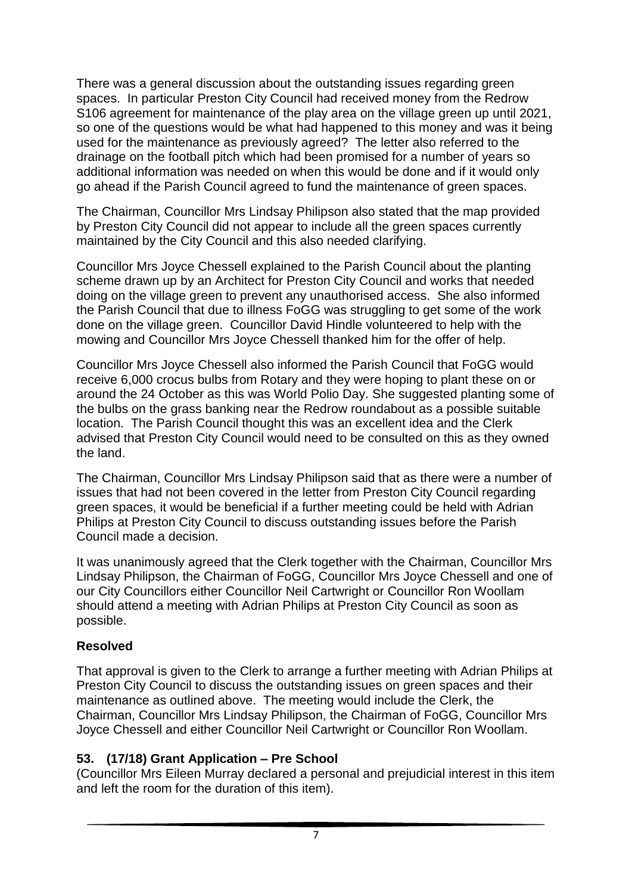There was a general discussion about the outstanding issues regarding green spaces. In particular Preston City Council had received money from the Redrow S106 agreement for maintenance of the play area on the village green up until 2021, so one of the questions would be what had happened to this money and was it being used for the maintenance as previously agreed? The letter also referred to the drainage on the football pitch which had been promised for a number of years so additional information was needed on when this would be done and if it would only go ahead if the Parish Council agreed to fund the maintenance of green spaces.

The Chairman, Councillor Mrs Lindsay Philipson also stated that the map provided by Preston City Council did not appear to include all the green spaces currently maintained by the City Council and this also needed clarifying.

Councillor Mrs Joyce Chessell explained to the Parish Council about the planting scheme drawn up by an Architect for Preston City Council and works that needed doing on the village green to prevent any unauthorised access. She also informed the Parish Council that due to illness FoGG was struggling to get some of the work done on the village green. Councillor David Hindle volunteered to help with the mowing and Councillor Mrs Joyce Chessell thanked him for the offer of help.

Councillor Mrs Joyce Chessell also informed the Parish Council that FoGG would receive 6,000 crocus bulbs from Rotary and they were hoping to plant these on or around the 24 October as this was World Polio Day. She suggested planting some of the bulbs on the grass banking near the Redrow roundabout as a possible suitable location. The Parish Council thought this was an excellent idea and the Clerk advised that Preston City Council would need to be consulted on this as they owned the land.

The Chairman, Councillor Mrs Lindsay Philipson said that as there were a number of issues that had not been covered in the letter from Preston City Council regarding green spaces, it would be beneficial if a further meeting could be held with Adrian Philips at Preston City Council to discuss outstanding issues before the Parish Council made a decision.

It was unanimously agreed that the Clerk together with the Chairman, Councillor Mrs Lindsay Philipson, the Chairman of FoGG, Councillor Mrs Joyce Chessell and one of our City Councillors either Councillor Neil Cartwright or Councillor Ron Woollam should attend a meeting with Adrian Philips at Preston City Council as soon as possible.

**Resolved**

That approval is given to the Clerk to arrange a further meeting with Adrian Philips at Preston City Council to discuss the outstanding issues on green spaces and their maintenance as outlined above. The meeting would include the Clerk, the Chairman, Councillor Mrs Lindsay Philipson, the Chairman of FoGG, Councillor Mrs Joyce Chessell and either Councillor Neil Cartwright or Councillor Ron Woollam.

### 53. (17/18) Grant Application – Pre School

(Councillor Mrs Eileen Murray declared a personal and prejudicial interest in this item and left the room for the duration of this item).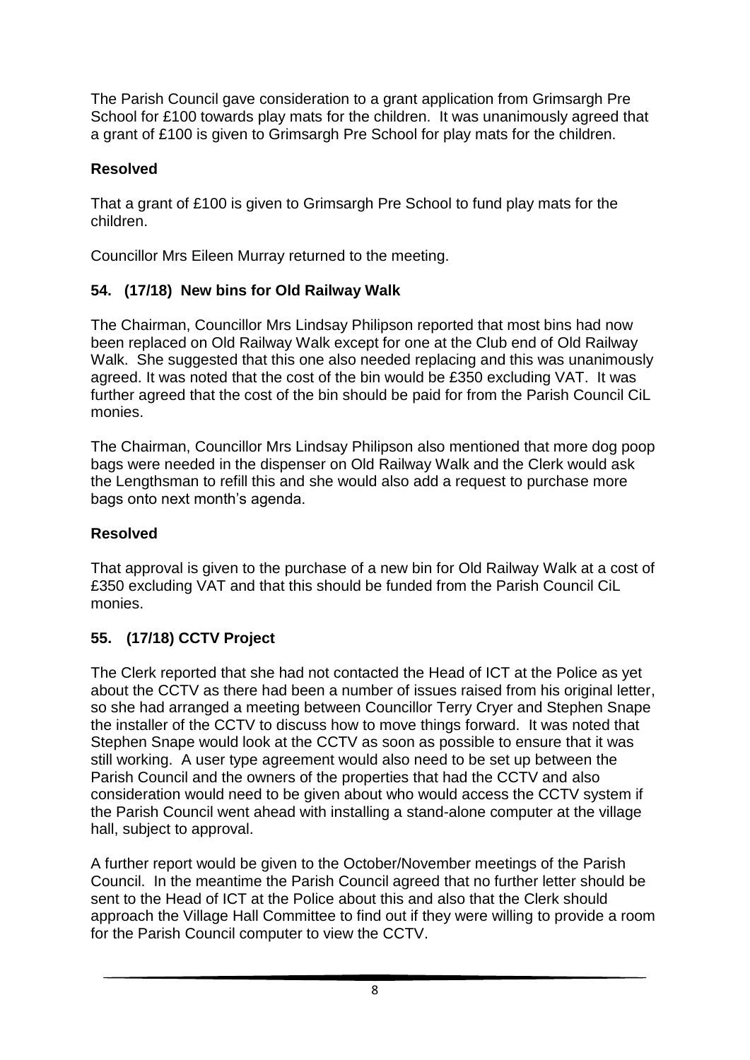The Parish Council gave consideration to a grant application from Grimsargh Pre School for £100 towards play mats for the children. It was unanimously agreed that a grant of £100 is given to Grimsargh Pre School for play mats for the children.

**Resolved**

That a grant of £100 is given to Grimsargh Pre School to fund play mats for the children.

Councillor Mrs Eileen Murray returned to the meeting.

## 54. (17/18) New bins for Old Railway Walk

The Chairman, Councillor Mrs Lindsay Philipson reported that most bins had now been replaced on Old Railway Walk except for one at the Club end of Old Railway Walk. She suggested that this one also needed replacing and this was unanimously agreed. It was noted that the cost of the bin would be £350 excluding VAT. It was further agreed that the cost of the bin should be paid for from the Parish Council CiL monies.

The Chairman, Councillor Mrs Lindsay Philipson also mentioned that more dog poop bags were needed in the dispenser on Old Railway Walk and the Clerk would ask the Lengthsman to refill this and she would also add a request to purchase more bags onto next month's agenda.

**Resolved**

That approval is given to the purchase of a new bin for Old Railway Walk at a cost of £350 excluding VAT and that this should be funded from the Parish Council CiL monies.

## 55. (17/18) CCTV Project

The Clerk reported that she had not contacted the Head of ICT at the Police as yet about the CCTV as there had been a number of issues raised from his original letter, so she had arranged a meeting between Councillor Terry Cryer and Stephen Snape the installer of the CCTV to discuss how to move things forward. It was noted that Stephen Snape would look at the CCTV as soon as possible to ensure that it was still working. A user type agreement would also need to be set up between the Parish Council and the owners of the properties that had the CCTV and also consideration would need to be given about who would access the CCTV system if the Parish Council went ahead with installing a stand-alone computer at the village hall, subject to approval.

A further report would be given to the October/November meetings of the Parish Council. In the meantime the Parish Council agreed that no further letter should be sent to the Head of ICT at the Police about this and also that the Clerk should approach the Village Hall Committee to find out if they were willing to provide a room for the Parish Council computer to view the CCTV.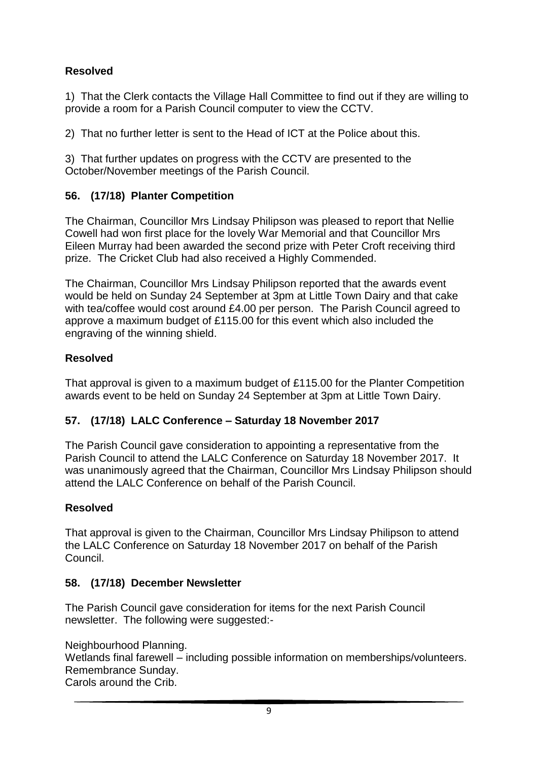**Resolved**

1) That the Clerk contacts the Village Hall Committee to find out if they are willing to provide a room for a Parish Council computer to view the CCTV.

2) That no further letter is sent to the Head of ICT at the Police about this.

3) That further updates on progress with the CCTV are presented to the October/November meetings of the Parish Council.

## 56. (17/18) Planter Competition

The Chairman, Councillor Mrs Lindsay Philipson was pleased to report that Nellie Cowell had won first place for the lovely War Memorial and that Councillor Mrs Eileen Murray had been awarded the second prize with Peter Croft receiving third prize. The Cricket Club had also received a Highly Commended.

The Chairman, Councillor Mrs Lindsay Philipson reported that the awards event would be held on Sunday 24 September at 3pm at Little Town Dairy and that cake with tea/coffee would cost around £4.00 per person. The Parish Council agreed to approve a maximum budget of £115.00 for this event which also included the engraving of the winning shield.

**Resolved**

That approval is given to a maximum budget of £115.00 for the Planter Competition awards event to be held on Sunday 24 September at 3pm at Little Town Dairy.

## 57. (17/18) LALC Conference – Saturday 18 November 2017

The Parish Council gave consideration to appointing a representative from the Parish Council to attend the LALC Conference on Saturday 18 November 2017. It was unanimously agreed that the Chairman, Councillor Mrs Lindsay Philipson should attend the LALC Conference on behalf of the Parish Council.

**Resolved**

That approval is given to the Chairman, Councillor Mrs Lindsay Philipson to attend the LALC Conference on Saturday 18 November 2017 on behalf of the Parish Council.

## 58. (17/18) December Newsletter

The Parish Council gave consideration for items for the next Parish Council newsletter. The following were suggested:-

Neighbourhood Planning.
Wetlands final farewell – including possible information on memberships/volunteers.
Remembrance Sunday.
Carols around the Crib.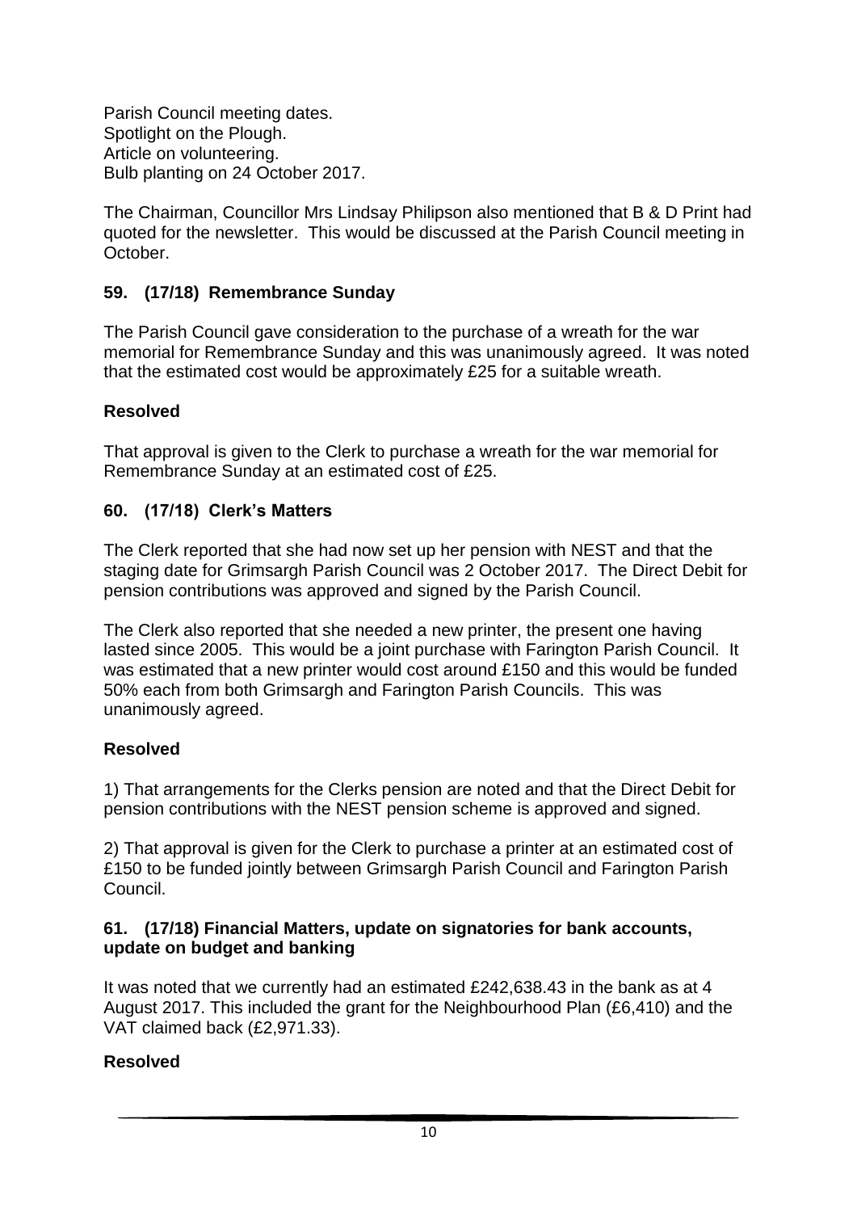Parish Council meeting dates.
Spotlight on the Plough.
Article on volunteering.
Bulb planting on 24 October 2017.

The Chairman, Councillor Mrs Lindsay Philipson also mentioned that B & D Print had quoted for the newsletter. This would be discussed at the Parish Council meeting in October.

## 59. (17/18) Remembrance Sunday

The Parish Council gave consideration to the purchase of a wreath for the war memorial for Remembrance Sunday and this was unanimously agreed. It was noted that the estimated cost would be approximately £25 for a suitable wreath.

**Resolved**

That approval is given to the Clerk to purchase a wreath for the war memorial for Remembrance Sunday at an estimated cost of £25.

## 60. (17/18) Clerk's Matters

The Clerk reported that she had now set up her pension with NEST and that the staging date for Grimsargh Parish Council was 2 October 2017. The Direct Debit for pension contributions was approved and signed by the Parish Council.

The Clerk also reported that she needed a new printer, the present one having lasted since 2005. This would be a joint purchase with Farington Parish Council. It was estimated that a new printer would cost around £150 and this would be funded 50% each from both Grimsargh and Farington Parish Councils. This was unanimously agreed.

**Resolved**

1) That arrangements for the Clerks pension are noted and that the Direct Debit for pension contributions with the NEST pension scheme is approved and signed.

2) That approval is given for the Clerk to purchase a printer at an estimated cost of £150 to be funded jointly between Grimsargh Parish Council and Farington Parish Council.

## 61. (17/18) Financial Matters, update on signatories for bank accounts, update on budget and banking

It was noted that we currently had an estimated £242,638.43 in the bank as at 4 August 2017. This included the grant for the Neighbourhood Plan (£6,410) and the VAT claimed back (£2,971.33).

**Resolved**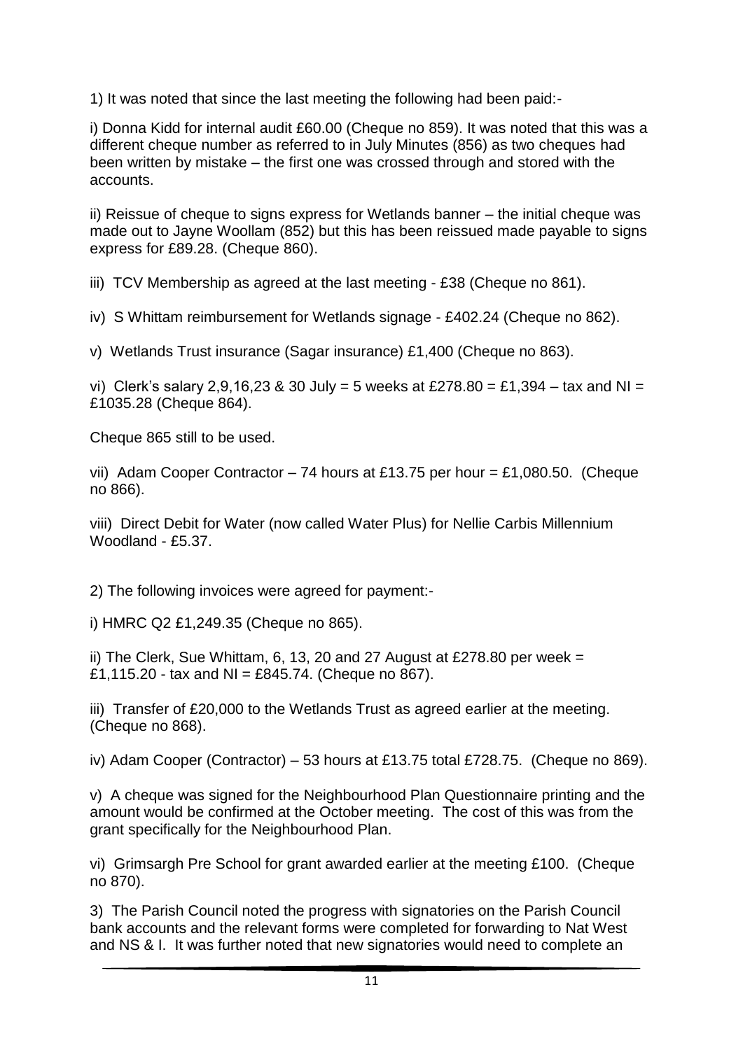1) It was noted that since the last meeting the following had been paid:-

i) Donna Kidd for internal audit £60.00 (Cheque no 859). It was noted that this was a different cheque number as referred to in July Minutes (856) as two cheques had been written by mistake – the first one was crossed through and stored with the accounts.

ii) Reissue of cheque to signs express for Wetlands banner – the initial cheque was made out to Jayne Woollam (852) but this has been reissued made payable to signs express for £89.28. (Cheque 860).

iii) TCV Membership as agreed at the last meeting - £38 (Cheque no 861).

iv) S Whittam reimbursement for Wetlands signage - £402.24 (Cheque no 862).

v) Wetlands Trust insurance (Sagar insurance) £1,400 (Cheque no 863).

vi) Clerk's salary 2,9,16,23 & 30 July = 5 weeks at £278.80 = £1,394 – tax and NI = £1035.28 (Cheque 864).

Cheque 865 still to be used.

vii) Adam Cooper Contractor – 74 hours at £13.75 per hour = £1,080.50. (Cheque no 866).

viii) Direct Debit for Water (now called Water Plus) for Nellie Carbis Millennium Woodland - £5.37.

2) The following invoices were agreed for payment:-

i) HMRC Q2 £1,249.35 (Cheque no 865).

ii) The Clerk, Sue Whittam, 6, 13, 20 and 27 August at £278.80 per week = £1,115.20 - tax and NI = £845.74. (Cheque no 867).

iii) Transfer of £20,000 to the Wetlands Trust as agreed earlier at the meeting. (Cheque no 868).

iv) Adam Cooper (Contractor) – 53 hours at £13.75 total £728.75. (Cheque no 869).

v) A cheque was signed for the Neighbourhood Plan Questionnaire printing and the amount would be confirmed at the October meeting. The cost of this was from the grant specifically for the Neighbourhood Plan.

vi) Grimsargh Pre School for grant awarded earlier at the meeting £100. (Cheque no 870).

3) The Parish Council noted the progress with signatories on the Parish Council bank accounts and the relevant forms were completed for forwarding to Nat West and NS & I. It was further noted that new signatories would need to complete an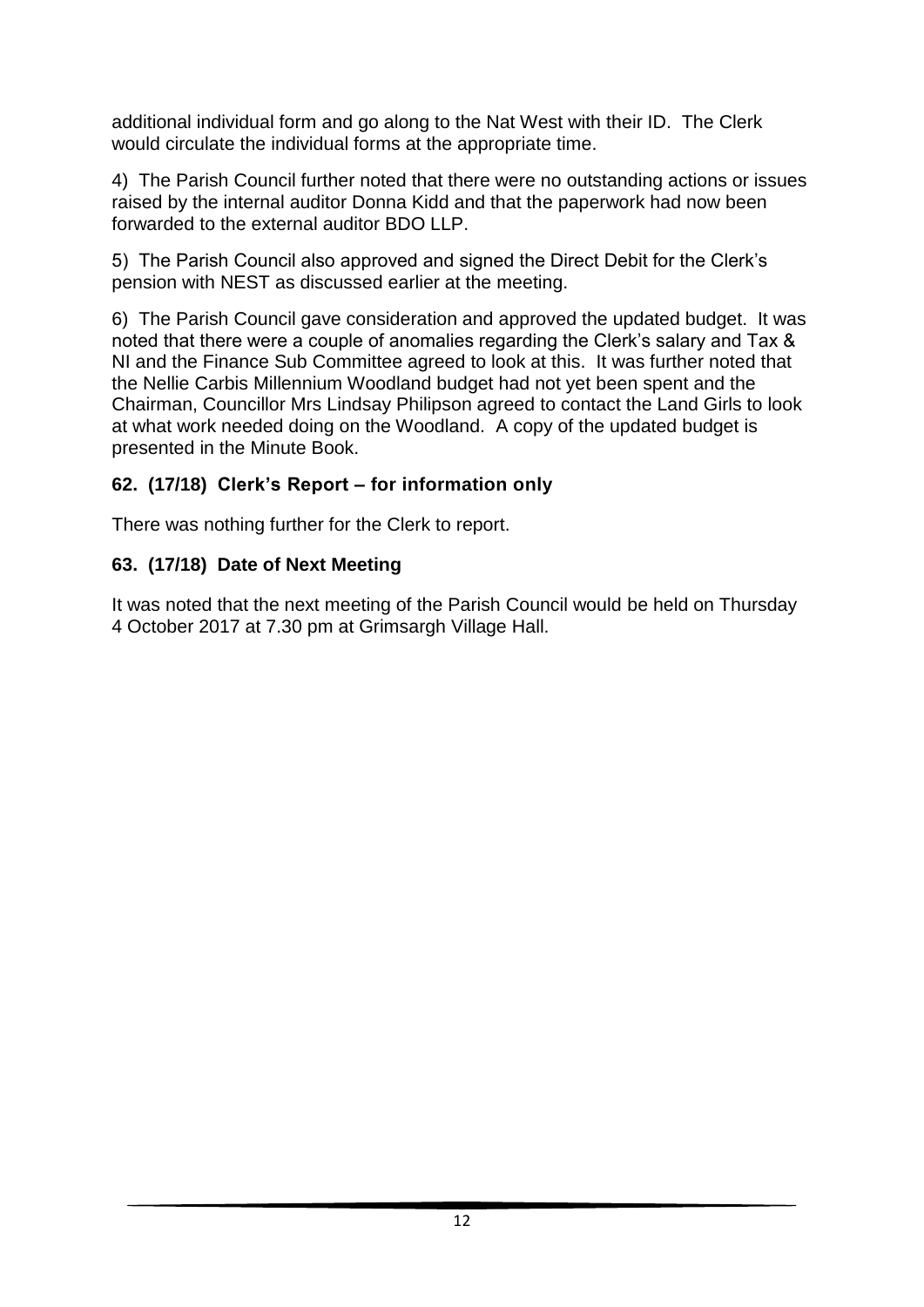additional individual form and go along to the Nat West with their ID. The Clerk would circulate the individual forms at the appropriate time.

4) The Parish Council further noted that there were no outstanding actions or issues raised by the internal auditor Donna Kidd and that the paperwork had now been forwarded to the external auditor BDO LLP.

5) The Parish Council also approved and signed the Direct Debit for the Clerk's pension with NEST as discussed earlier at the meeting.

6) The Parish Council gave consideration and approved the updated budget. It was noted that there were a couple of anomalies regarding the Clerk's salary and Tax & NI and the Finance Sub Committee agreed to look at this. It was further noted that the Nellie Carbis Millennium Woodland budget had not yet been spent and the Chairman, Councillor Mrs Lindsay Philipson agreed to contact the Land Girls to look at what work needed doing on the Woodland. A copy of the updated budget is presented in the Minute Book.

### 62. (17/18) Clerk's Report – for information only

There was nothing further for the Clerk to report.

### 63. (17/18) Date of Next Meeting

It was noted that the next meeting of the Parish Council would be held on Thursday 4 October 2017 at 7.30 pm at Grimsargh Village Hall.